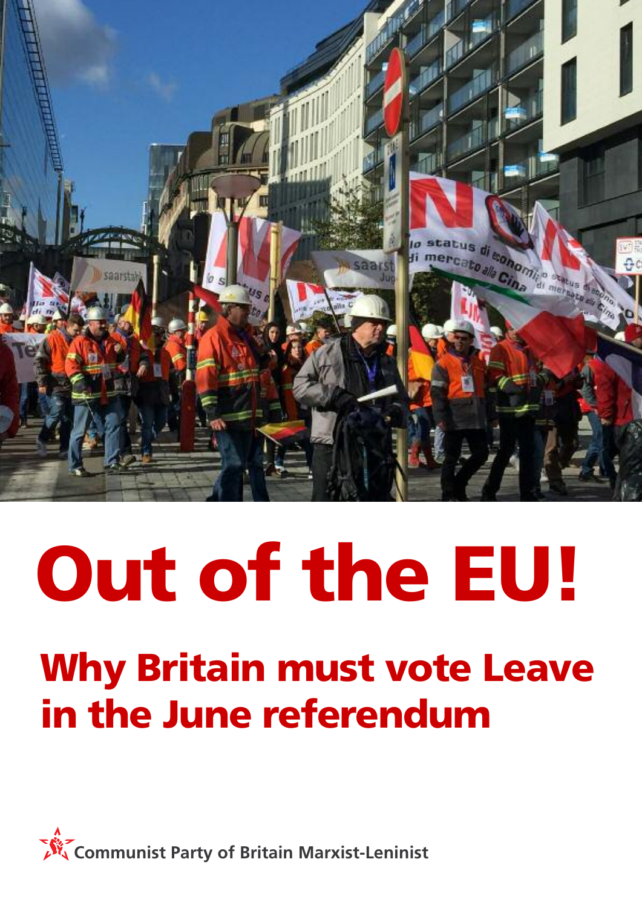# Out of the EU!

## Why Britain must vote Leave in the June referendum

Communist Party of Britain Marxist-Leninist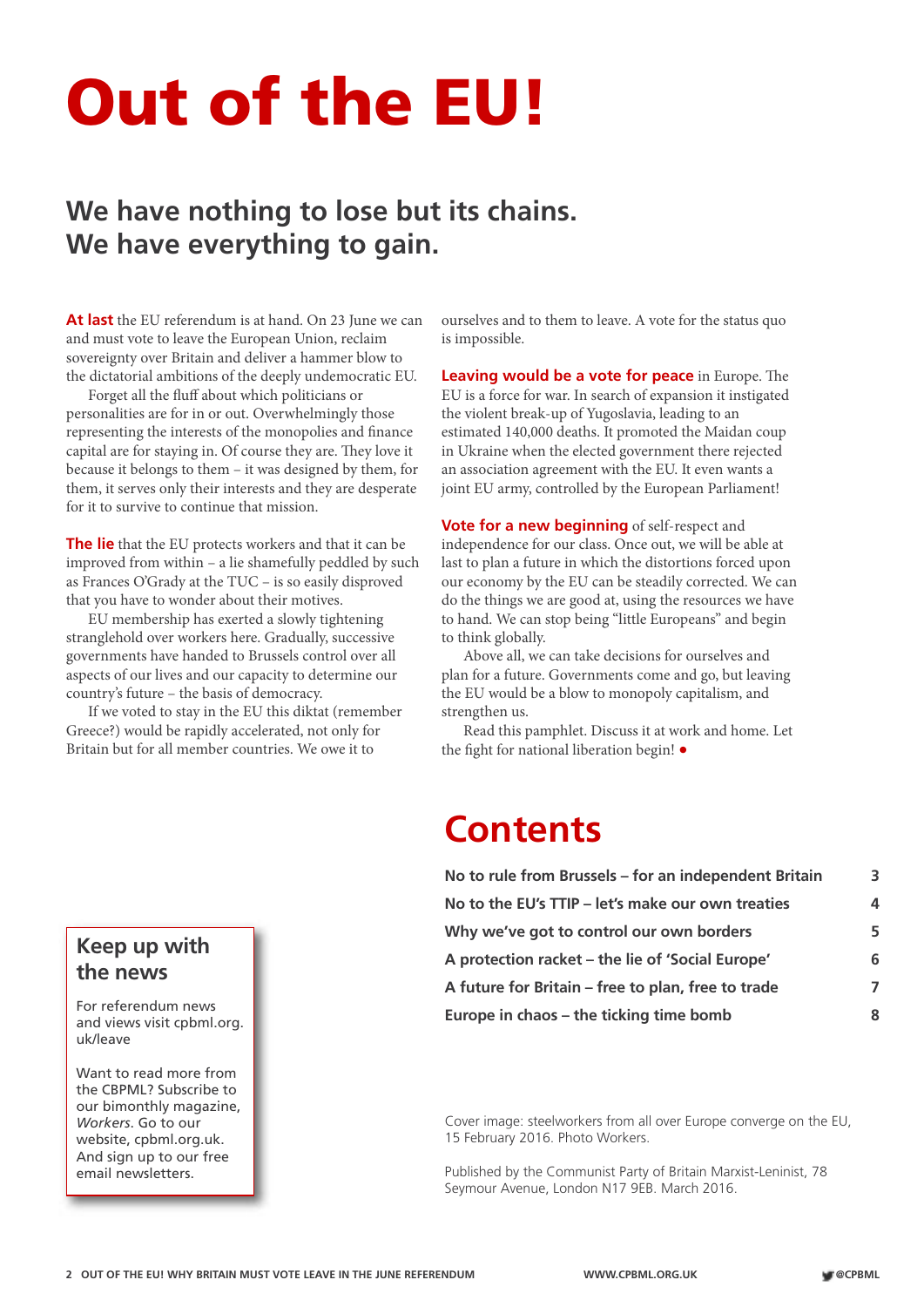# Out of the EU!

## We have nothing to lose but its chains. We have everything to gain.

**At last** the EU referendum is at hand. On 23 June we can and must vote to leave the European Union, reclaim sovereignty over Britain and deliver a hammer blow to the dictatorial ambitions of the deeply undemocratic EU.

Forget all the fluff about which politicians or personalities are for in or out. Overwhelmingly those representing the interests of the monopolies and finance capital are for staying in. Of course they are. They love it because it belongs to them – it was designed by them, for them, it serves only their interests and they are desperate for it to survive to continue that mission.

**The lie** that the EU protects workers and that it can be improved from within – a lie shamefully peddled by such as Frances O'Grady at the TUC – is so easily disproved that you have to wonder about their motives.

EU membership has exerted a slowly tightening stranglehold over workers here. Gradually, successive governments have handed to Brussels control over all aspects of our lives and our capacity to determine our country's future – the basis of democracy.

If we voted to stay in the EU this diktat (remember Greece?) would be rapidly accelerated, not only for Britain but for all member countries. We owe it to ourselves and to them to leave. A vote for the status quo is impossible.

**Leaving would be a vote for peace** in Europe. The EU is a force for war. In search of expansion it instigated the violent break-up of Yugoslavia, leading to an estimated 140,000 deaths. It promoted the Maidan coup in Ukraine when the elected government there rejected an association agreement with the EU. It even wants a joint EU army, controlled by the European Parliament!

**Vote for a new beginning** of self-respect and independence for our class. Once out, we will be able at last to plan a future in which the distortions forced upon our economy by the EU can be steadily corrected. We can do the things we are good at, using the resources we have to hand. We can stop being "little Europeans" and begin to think globally.

Above all, we can take decisions for ourselves and plan for a future. Governments come and go, but leaving the EU would be a blow to monopoly capitalism, and strengthen us.

Read this pamphlet. Discuss it at work and home. Let the fight for national liberation begin! ●

## Contents

| | |
|---|---|
| No to rule from Brussels – for an independent Britain | 3 |
| No to the EU's TTIP – let's make our own treaties | 4 |
| Why we've got to control our own borders | 5 |
| A protection racket – the lie of 'Social Europe' | 6 |
| A future for Britain – free to plan, free to trade | 7 |
| Europe in chaos – the ticking time bomb | 8 |

### Keep up with the news

For referendum news and views visit cpbml.org.uk/leave

Want to read more from the CBPML? Subscribe to our bimonthly magazine, *Workers*. Go to our website, cpbml.org.uk. And sign up to our free email newsletters.

Cover image: steelworkers from all over Europe converge on the EU, 15 February 2016. Photo Workers.

Published by the Communist Party of Britain Marxist-Leninist, 78 Seymour Avenue, London N17 9EB. March 2016.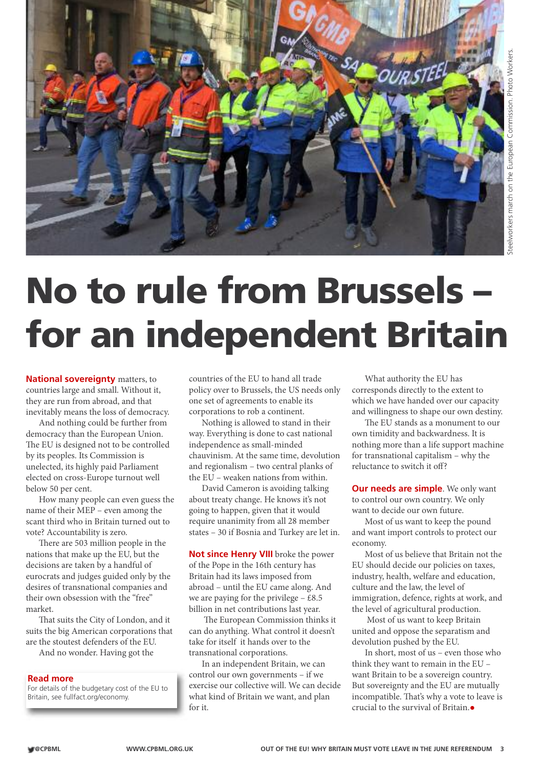Steelworkers march on the European Commission. Photo Workers.

# No to rule from Brussels – for an independent Britain

**National sovereignty** matters, to countries large and small. Without it, they are run from abroad, and that inevitably means the loss of democracy.

And nothing could be further from democracy than the European Union. The EU is designed not to be controlled by its peoples. Its Commission is unelected, its highly paid Parliament elected on cross-Europe turnout well below 50 per cent.

How many people can even guess the name of their MEP – even among the scant third who in Britain turned out to vote? Accountability is zero.

There are 503 million people in the nations that make up the EU, but the decisions are taken by a handful of eurocrats and judges guided only by the desires of transnational companies and their own obsession with the "free" market.

That suits the City of London, and it suits the big American corporations that are the stoutest defenders of the EU.

And no wonder. Having got the countries of the EU to hand all trade policy over to Brussels, the US needs only one set of agreements to enable its corporations to rob a continent.

Nothing is allowed to stand in their way. Everything is done to cast national independence as small-minded chauvinism. At the same time, devolution and regionalism – two central planks of the EU – weaken nations from within.

David Cameron is avoiding talking about treaty change. He knows it's not going to happen, given that it would require unanimity from all 28 member states – 30 if Bosnia and Turkey are let in.

**Not since Henry VIII** broke the power of the Pope in the 16th century has Britain had its laws imposed from abroad – until the EU came along. And we are paying for the privilege – £8.5 billion in net contributions last year.

The European Commission thinks it can do anything. What control it doesn't take for itself it hands over to the transnational corporations.

In an independent Britain, we can control our own governments – if we exercise our collective will. We can decide what kind of Britain we want, and plan for it.

What authority the EU has corresponds directly to the extent to which we have handed over our capacity and willingness to shape our own destiny.

The EU stands as a monument to our own timidity and backwardness. It is nothing more than a life support machine for transnational capitalism – why the reluctance to switch it off?

**Our needs are simple**. We only want to control our own country. We only want to decide our own future.

Most of us want to keep the pound and want import controls to protect our economy.

Most of us believe that Britain not the EU should decide our policies on taxes, industry, health, welfare and education, culture and the law, the level of immigration, defence, rights at work, and the level of agricultural production.

Most of us want to keep Britain united and oppose the separatism and devolution pushed by the EU.

In short, most of us – even those who think they want to remain in the EU – want Britain to be a sovereign country. But sovereignty and the EU are mutually incompatible. That's why a vote to leave is crucial to the survival of Britain.●

**Read more**

For details of the budgetary cost of the EU to Britain, see fullfact.org/economy.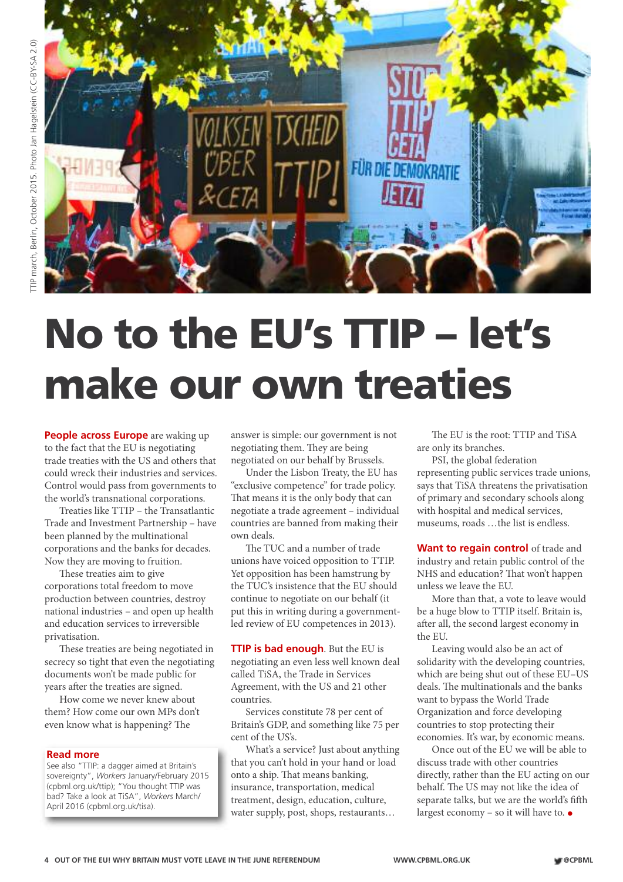TTIP march, Berlin, October 2015. Photo Jan Hagelstein (CC-BY-SA 2.0)

# No to the EU's TTIP – let's make our own treaties

**People across Europe** are waking up to the fact that the EU is negotiating trade treaties with the US and others that could wreck their industries and services. Control would pass from governments to the world's transnational corporations.

Treaties like TTIP – the Transatlantic Trade and Investment Partnership – have been planned by the multinational corporations and the banks for decades. Now they are moving to fruition.

These treaties aim to give corporations total freedom to move production between countries, destroy national industries – and open up health and education services to irreversible privatisation.

These treaties are being negotiated in secrecy so tight that even the negotiating documents won't be made public for years after the treaties are signed.

How come we never knew about them? How come our own MPs don't even know what is happening? The answer is simple: our government is not negotiating them. They are being negotiated on our behalf by Brussels.

Under the Lisbon Treaty, the EU has "exclusive competence" for trade policy. That means it is the only body that can negotiate a trade agreement – individual countries are banned from making their own deals.

The TUC and a number of trade unions have voiced opposition to TTIP. Yet opposition has been hamstrung by the TUC's insistence that the EU should continue to negotiate on our behalf (it put this in writing during a government-led review of EU competences in 2013).

**TTIP is bad enough**. But the EU is negotiating an even less well known deal called TiSA, the Trade in Services Agreement, with the US and 21 other countries.

Services constitute 78 per cent of Britain's GDP, and something like 75 per cent of the US's.

What's a service? Just about anything that you can't hold in your hand or load onto a ship. That means banking, insurance, transportation, medical treatment, design, education, culture, water supply, post, shops, restaurants…

The EU is the root: TTIP and TiSA are only its branches.

PSI, the global federation representing public services trade unions, says that TiSA threatens the privatisation of primary and secondary schools along with hospital and medical services, museums, roads …the list is endless.

**Want to regain control** of trade and industry and retain public control of the NHS and education? That won't happen unless we leave the EU.

More than that, a vote to leave would be a huge blow to TTIP itself. Britain is, after all, the second largest economy in the EU.

Leaving would also be an act of solidarity with the developing countries, which are being shut out of these EU–US deals. The multinationals and the banks want to bypass the World Trade Organization and force developing countries to stop protecting their economies. It's war, by economic means.

Once out of the EU we will be able to discuss trade with other countries directly, rather than the EU acting on our behalf. The US may not like the idea of separate talks, but we are the world's fifth largest economy – so it will have to. ●

**Read more**

See also "TTIP: a dagger aimed at Britain's sovereignty", *Workers* January/February 2015 (cpbml.org.uk/ttip); "You thought TTIP was bad? Take a look at TiSA", *Workers* March/April 2016 (cpbml.org.uk/tisa).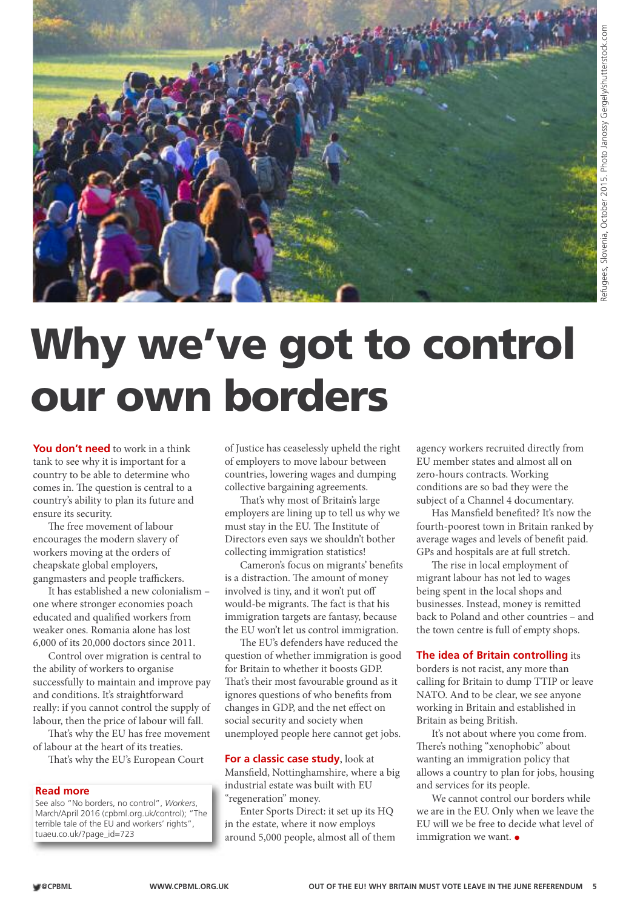Refugees, Slovenia, October 2015. Photo Janossy Gergely/shutterstock.com

# Why we've got to control our own borders

**You don't need** to work in a think tank to see why it is important for a country to be able to determine who comes in. The question is central to a country's ability to plan its future and ensure its security.

The free movement of labour encourages the modern slavery of workers moving at the orders of cheapskate global employers, gangmasters and people traffickers.

It has established a new colonialism – one where stronger economies poach educated and qualified workers from weaker ones. Romania alone has lost 6,000 of its 20,000 doctors since 2011.

Control over migration is central to the ability of workers to organise successfully to maintain and improve pay and conditions. It's straightforward really: if you cannot control the supply of labour, then the price of labour will fall.

That's why the EU has free movement of labour at the heart of its treaties.

That's why the EU's European Court of Justice has ceaselessly upheld the right of employers to move labour between countries, lowering wages and dumping collective bargaining agreements.

That's why most of Britain's large employers are lining up to tell us why we must stay in the EU. The Institute of Directors even says we shouldn't bother collecting immigration statistics!

Cameron's focus on migrants' benefits is a distraction. The amount of money involved is tiny, and it won't put off would-be migrants. The fact is that his immigration targets are fantasy, because the EU won't let us control immigration.

The EU's defenders have reduced the question of whether immigration is good for Britain to whether it boosts GDP. That's their most favourable ground as it ignores questions of who benefits from changes in GDP, and the net effect on social security and society when unemployed people here cannot get jobs.

**For a classic case study**, look at Mansfield, Nottinghamshire, where a big industrial estate was built with EU "regeneration" money.

Enter Sports Direct: it set up its HQ in the estate, where it now employs around 5,000 people, almost all of them agency workers recruited directly from EU member states and almost all on zero-hours contracts. Working conditions are so bad they were the subject of a Channel 4 documentary.

Has Mansfield benefited? It's now the fourth-poorest town in Britain ranked by average wages and levels of benefit paid. GPs and hospitals are at full stretch.

The rise in local employment of migrant labour has not led to wages being spent in the local shops and businesses. Instead, money is remitted back to Poland and other countries – and the town centre is full of empty shops.

**The idea of Britain controlling** its borders is not racist, any more than calling for Britain to dump TTIP or leave NATO. And to be clear, we see anyone working in Britain and established in Britain as being British.

It's not about where you come from. There's nothing "xenophobic" about wanting an immigration policy that allows a country to plan for jobs, housing and services for its people.

We cannot control our borders while we are in the EU. Only when we leave the EU will we be free to decide what level of immigration we want. ●

**Read more**

See also "No borders, no control", *Workers*, March/April 2016 (cpbml.org.uk/control); "The terrible tale of the EU and workers' rights", tuaeu.co.uk/?page_id=723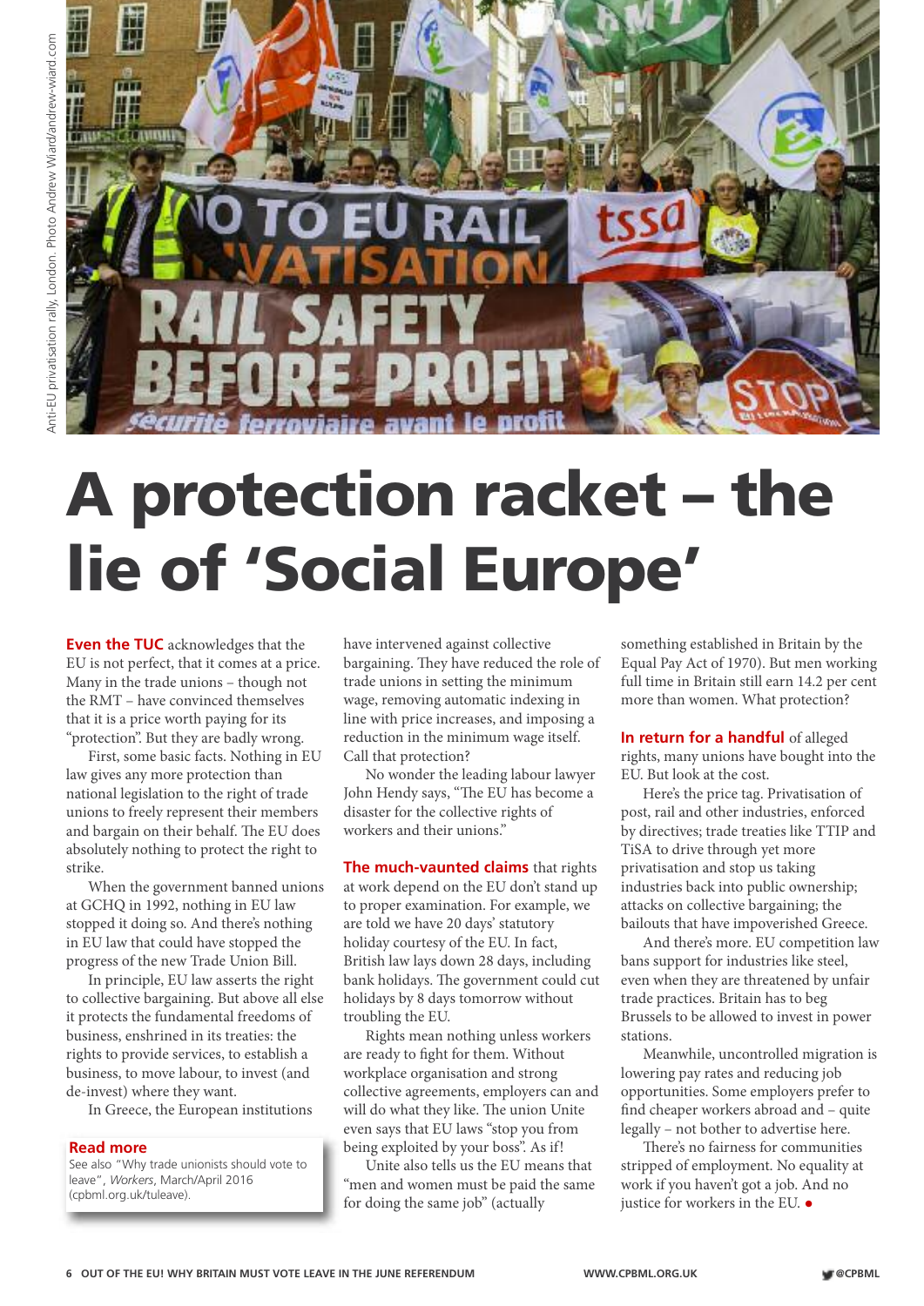Anti-EU privatisation rally, London. Photo Andrew Wiard/andrew-wiard.com

# A protection racket – the lie of 'Social Europe'

**Even the TUC** acknowledges that the EU is not perfect, that it comes at a price. Many in the trade unions – though not the RMT – have convinced themselves that it is a price worth paying for its "protection". But they are badly wrong.

First, some basic facts. Nothing in EU law gives any more protection than national legislation to the right of trade unions to freely represent their members and bargain on their behalf. The EU does absolutely nothing to protect the right to strike.

When the government banned unions at GCHQ in 1992, nothing in EU law stopped it doing so. And there's nothing in EU law that could have stopped the progress of the new Trade Union Bill.

In principle, EU law asserts the right to collective bargaining. But above all else it protects the fundamental freedoms of business, enshrined in its treaties: the rights to provide services, to establish a business, to move labour, to invest (and de-invest) where they want.

In Greece, the European institutions have intervened against collective bargaining. They have reduced the role of trade unions in setting the minimum wage, removing automatic indexing in line with price increases, and imposing a reduction in the minimum wage itself. Call that protection?

No wonder the leading labour lawyer John Hendy says, "The EU has become a disaster for the collective rights of workers and their unions."

**The much-vaunted claims** that rights at work depend on the EU don't stand up to proper examination. For example, we are told we have 20 days' statutory holiday courtesy of the EU. In fact, British law lays down 28 days, including bank holidays. The government could cut holidays by 8 days tomorrow without troubling the EU.

Rights mean nothing unless workers are ready to fight for them. Without workplace organisation and strong collective agreements, employers can and will do what they like. The union Unite even says that EU laws "stop you from being exploited by your boss". As if!

Unite also tells us the EU means that "men and women must be paid the same for doing the same job" (actually something established in Britain by the Equal Pay Act of 1970). But men working full time in Britain still earn 14.2 per cent more than women. What protection?

**In return for a handful** of alleged rights, many unions have bought into the EU. But look at the cost.

Here's the price tag. Privatisation of post, rail and other industries, enforced by directives; trade treaties like TTIP and TiSA to drive through yet more privatisation and stop us taking industries back into public ownership; attacks on collective bargaining; the bailouts that have impoverished Greece.

And there's more. EU competition law bans support for industries like steel, even when they are threatened by unfair trade practices. Britain has to beg Brussels to be allowed to invest in power stations.

Meanwhile, uncontrolled migration is lowering pay rates and reducing job opportunities. Some employers prefer to find cheaper workers abroad and – quite legally – not bother to advertise here.

There's no fairness for communities stripped of employment. No equality at work if you haven't got a job. And no justice for workers in the EU. ●

**Read more**

See also "Why trade unionists should vote to leave", *Workers*, March/April 2016 (cpbml.org.uk/tuleave).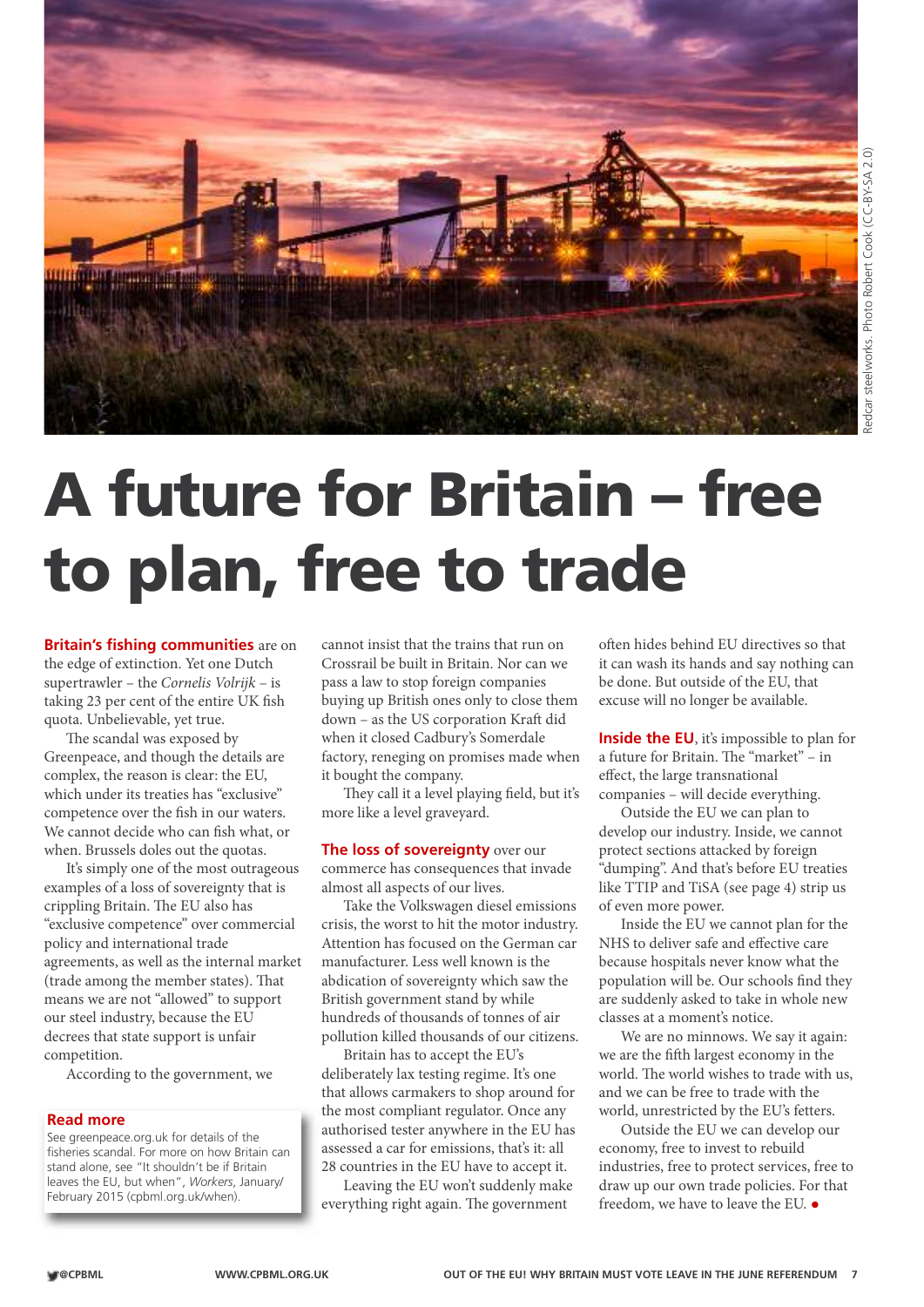Redcar steelworks. Photo Robert Cook (CC-BY-SA 2.0)

# A future for Britain – free to plan, free to trade

**Britain's fishing communities** are on the edge of extinction. Yet one Dutch supertrawler – the *Cornelis Volrijk* – is taking 23 per cent of the entire UK fish quota. Unbelievable, yet true.

The scandal was exposed by Greenpeace, and though the details are complex, the reason is clear: the EU, which under its treaties has "exclusive" competence over the fish in our waters. We cannot decide who can fish what, or when. Brussels doles out the quotas.

It's simply one of the most outrageous examples of a loss of sovereignty that is crippling Britain. The EU also has "exclusive competence" over commercial policy and international trade agreements, as well as the internal market (trade among the member states). That means we are not "allowed" to support our steel industry, because the EU decrees that state support is unfair competition.

According to the government, we cannot insist that the trains that run on Crossrail be built in Britain. Nor can we pass a law to stop foreign companies buying up British ones only to close them down – as the US corporation Kraft did when it closed Cadbury's Somerdale factory, reneging on promises made when it bought the company.

They call it a level playing field, but it's more like a level graveyard.

**The loss of sovereignty** over our commerce has consequences that invade almost all aspects of our lives.

Take the Volkswagen diesel emissions crisis, the worst to hit the motor industry. Attention has focused on the German car manufacturer. Less well known is the abdication of sovereignty which saw the British government stand by while hundreds of thousands of tonnes of air pollution killed thousands of our citizens.

Britain has to accept the EU's deliberately lax testing regime. It's one that allows carmakers to shop around for the most compliant regulator. Once any authorised tester anywhere in the EU has assessed a car for emissions, that's it: all 28 countries in the EU have to accept it.

Leaving the EU won't suddenly make everything right again. The government often hides behind EU directives so that it can wash its hands and say nothing can be done. But outside of the EU, that excuse will no longer be available.

**Inside the EU**, it's impossible to plan for a future for Britain. The "market" – in effect, the large transnational companies – will decide everything.

Outside the EU we can plan to develop our industry. Inside, we cannot protect sections attacked by foreign "dumping". And that's before EU treaties like TTIP and TiSA (see page 4) strip us of even more power.

Inside the EU we cannot plan for the NHS to deliver safe and effective care because hospitals never know what the population will be. Our schools find they are suddenly asked to take in whole new classes at a moment's notice.

We are no minnows. We say it again: we are the fifth largest economy in the world. The world wishes to trade with us, and we can be free to trade with the world, unrestricted by the EU's fetters.

Outside the EU we can develop our economy, free to invest to rebuild industries, free to protect services, free to draw up our own trade policies. For that freedom, we have to leave the EU. ●

**Read more**

See greenpeace.org.uk for details of the fisheries scandal. For more on how Britain can stand alone, see "It shouldn't be if Britain leaves the EU, but when", *Workers*, January/February 2015 (cpbml.org.uk/when).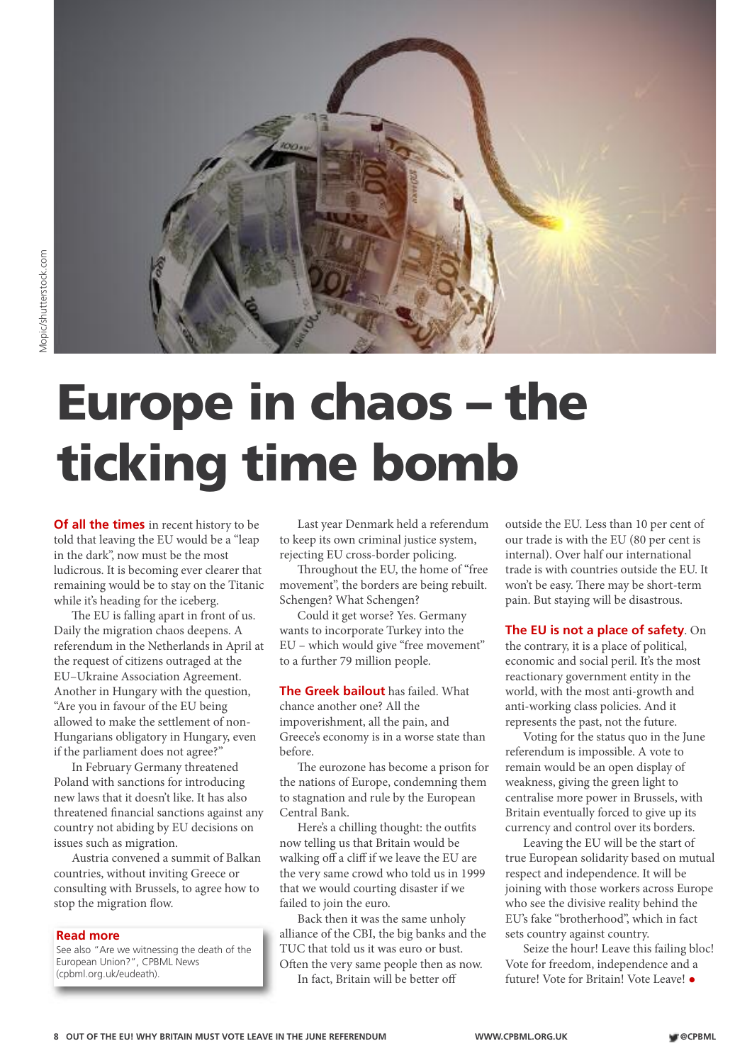Mopic/shutterstock.com

# Europe in chaos – the ticking time bomb

**Of all the times** in recent history to be told that leaving the EU would be a "leap in the dark", now must be the most ludicrous. It is becoming ever clearer that remaining would be to stay on the Titanic while it's heading for the iceberg.

The EU is falling apart in front of us. Daily the migration chaos deepens. A referendum in the Netherlands in April at the request of citizens outraged at the EU–Ukraine Association Agreement. Another in Hungary with the question, "Are you in favour of the EU being allowed to make the settlement of non-Hungarians obligatory in Hungary, even if the parliament does not agree?"

In February Germany threatened Poland with sanctions for introducing new laws that it doesn't like. It has also threatened financial sanctions against any country not abiding by EU decisions on issues such as migration.

Austria convened a summit of Balkan countries, without inviting Greece or consulting with Brussels, to agree how to stop the migration flow.

Last year Denmark held a referendum to keep its own criminal justice system, rejecting EU cross-border policing.

Throughout the EU, the home of "free movement", the borders are being rebuilt. Schengen? What Schengen?

Could it get worse? Yes. Germany wants to incorporate Turkey into the EU – which would give "free movement" to a further 79 million people.

**The Greek bailout** has failed. What chance another one? All the impoverishment, all the pain, and Greece's economy is in a worse state than before.

The eurozone has become a prison for the nations of Europe, condemning them to stagnation and rule by the European Central Bank.

Here's a chilling thought: the outfits now telling us that Britain would be walking off a cliff if we leave the EU are the very same crowd who told us in 1999 that we would courting disaster if we failed to join the euro.

Back then it was the same unholy alliance of the CBI, the big banks and the TUC that told us it was euro or bust. Often the very same people then as now.

In fact, Britain will be better off outside the EU. Less than 10 per cent of our trade is with the EU (80 per cent is internal). Over half our international trade is with countries outside the EU. It won't be easy. There may be short-term pain. But staying will be disastrous.

**The EU is not a place of safety**. On the contrary, it is a place of political, economic and social peril. It's the most reactionary government entity in the world, with the most anti-growth and anti-working class policies. And it represents the past, not the future.

Voting for the status quo in the June referendum is impossible. A vote to remain would be an open display of weakness, giving the green light to centralise more power in Brussels, with Britain eventually forced to give up its currency and control over its borders.

Leaving the EU will be the start of true European solidarity based on mutual respect and independence. It will be joining with those workers across Europe who see the divisive reality behind the EU's fake "brotherhood", which in fact sets country against country.

Seize the hour! Leave this failing bloc! Vote for freedom, independence and a future! Vote for Britain! Vote Leave! ●

**Read more**

See also "Are we witnessing the death of the European Union?", CPBML News (cpbml.org.uk/eudeath).